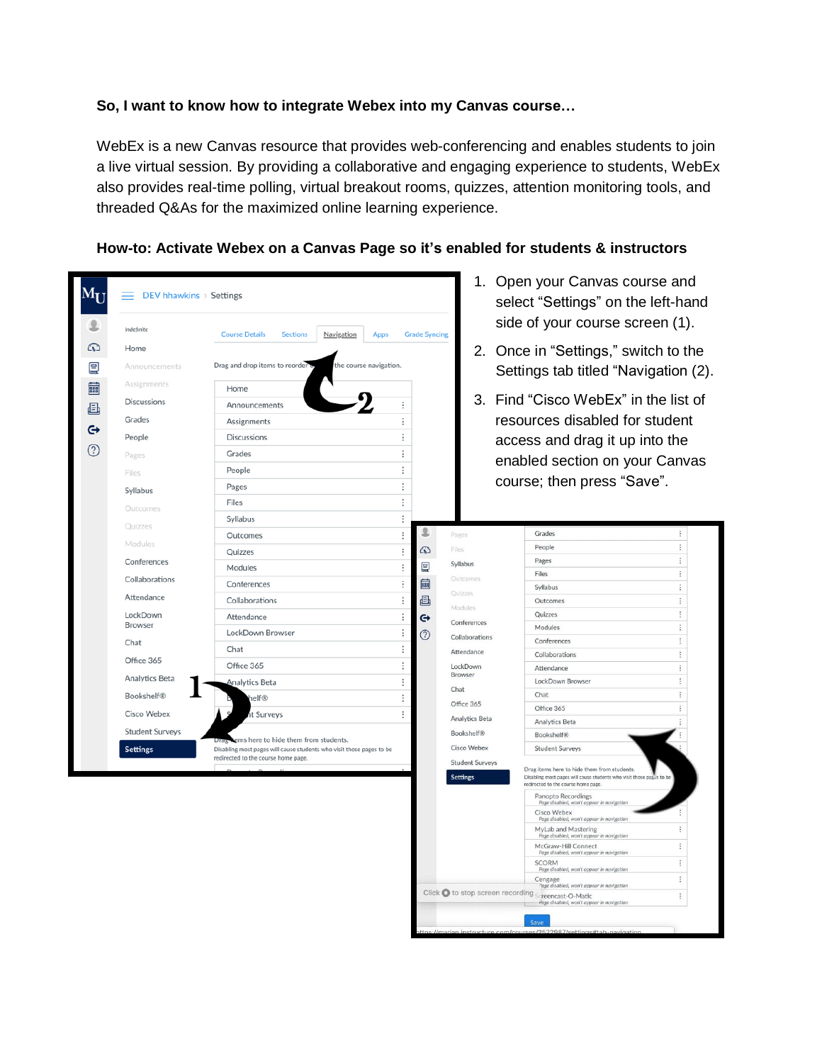**So, I want to know how to integrate Webex into my Canvas course…**

WebEx is a new Canvas resource that provides web-conferencing and enables students to join a live virtual session. By providing a collaborative and engaging experience to students, WebEx also provides real-time polling, virtual breakout rooms, quizzes, attention monitoring tools, and threaded Q&As for the maximized online learning experience.

**How-to: Activate Webex on a Canvas Page so it's enabled for students & instructors**

1. Open your Canvas course and select "Settings" on the left-hand side of your course screen (1).
2. Once in "Settings," switch to the Settings tab titled "Navigation (2).
3. Find "Cisco WebEx" in the list of resources disabled for student access and drag it up into the enabled section on your Canvas course; then press "Save".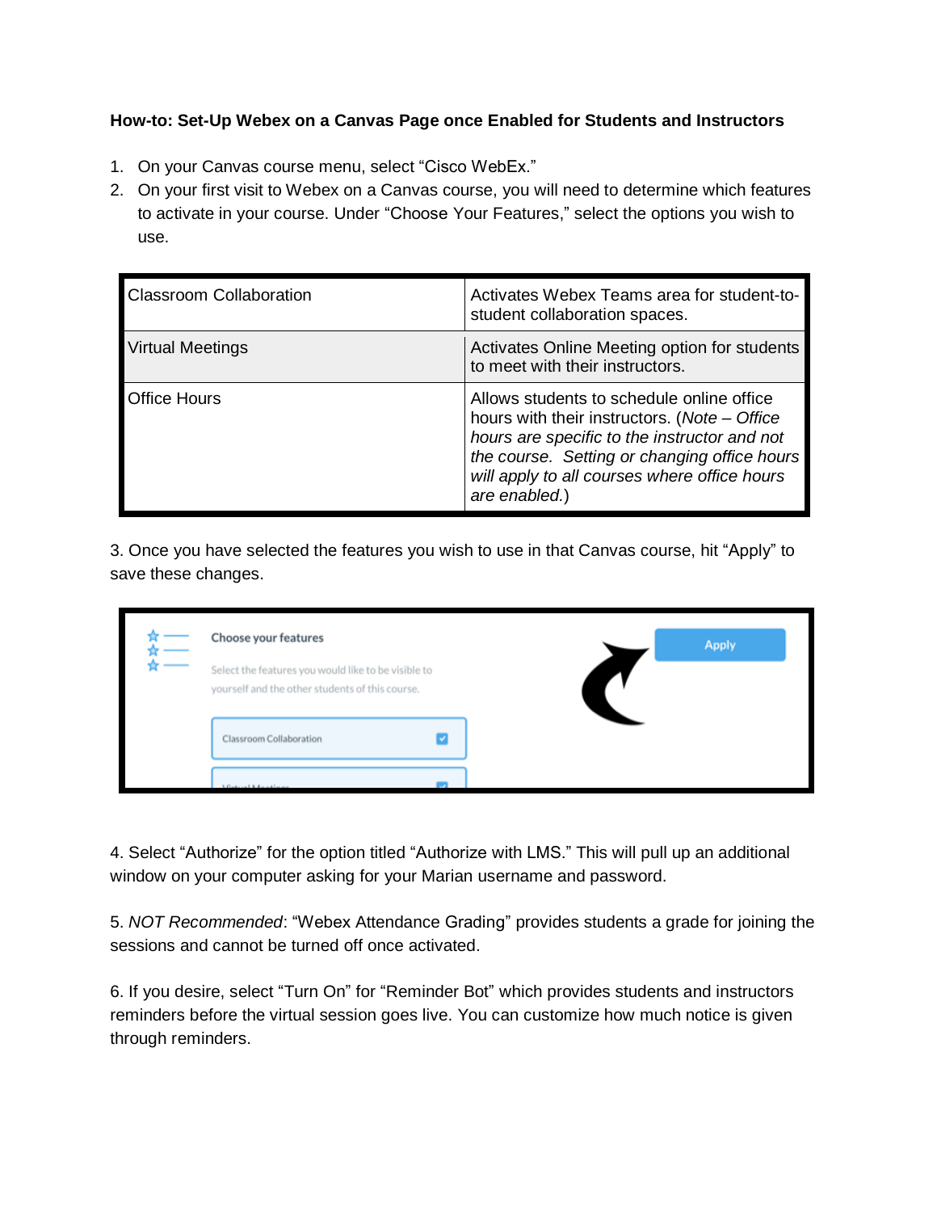**How-to: Set-Up Webex on a Canvas Page once Enabled for Students and Instructors**

1. On your Canvas course menu, select "Cisco WebEx."
2. On your first visit to Webex on a Canvas course, you will need to determine which features to activate in your course. Under "Choose Your Features," select the options you wish to use.

| | |
|---|---|
| Classroom Collaboration | Activates Webex Teams area for student-to-student collaboration spaces. |
| Virtual Meetings | Activates Online Meeting option for students to meet with their instructors. |
| Office Hours | Allows students to schedule online office hours with their instructors. (*Note – Office hours are specific to the instructor and not the course. Setting or changing office hours will apply to all courses where office hours are enabled.*) |

3. Once you have selected the features you wish to use in that Canvas course, hit "Apply" to save these changes.

4. Select "Authorize" for the option titled "Authorize with LMS." This will pull up an additional window on your computer asking for your Marian username and password.

5. *NOT Recommended*: "Webex Attendance Grading" provides students a grade for joining the sessions and cannot be turned off once activated.

6. If you desire, select "Turn On" for "Reminder Bot" which provides students and instructors reminders before the virtual session goes live. You can customize how much notice is given through reminders.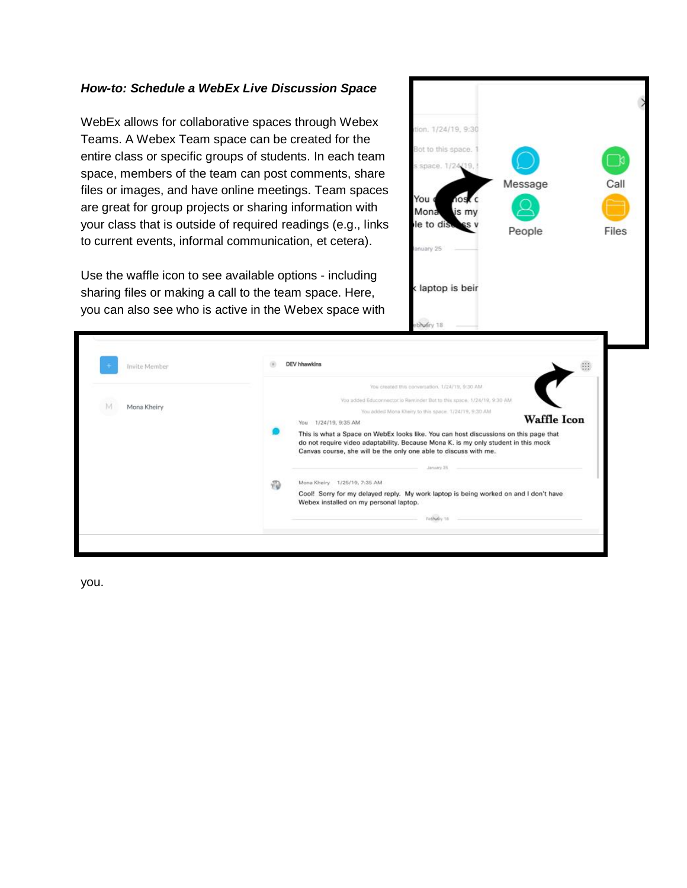***How-to: Schedule a WebEx Live Discussion Space***

WebEx allows for collaborative spaces through Webex Teams. A Webex Team space can be created for the entire class or specific groups of students. In each team space, members of the team can post comments, share files or images, and have online meetings. Team spaces are great for group projects or sharing information with your class that is outside of required readings (e.g., links to current events, informal communication, et cetera).

Use the waffle icon to see available options - including sharing files or making a call to the team space. Here, you can also see who is active in the Webex space with you.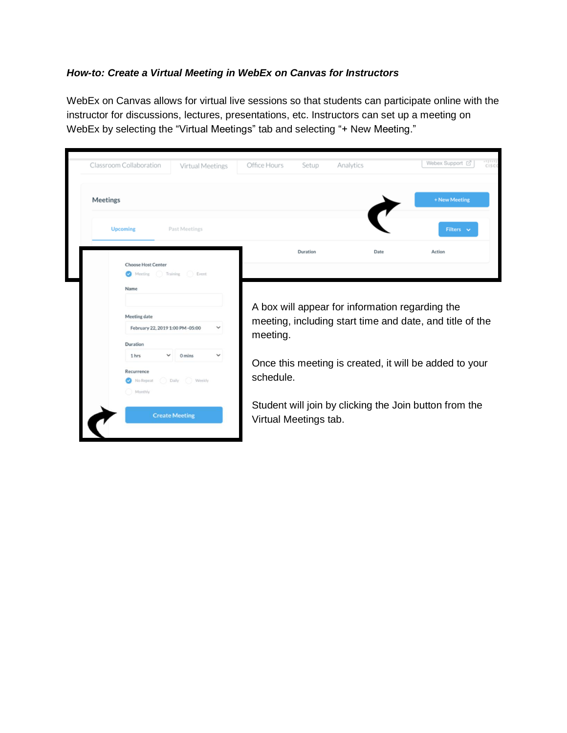***How-to: Create a Virtual Meeting in WebEx on Canvas for Instructors***

WebEx on Canvas allows for virtual live sessions so that students can participate online with the instructor for discussions, lectures, presentations, etc. Instructors can set up a meeting on WebEx by selecting the "Virtual Meetings" tab and selecting "+ New Meeting."

A box will appear for information regarding the meeting, including start time and date, and title of the meeting.

Once this meeting is created, it will be added to your schedule.

Student will join by clicking the Join button from the Virtual Meetings tab.